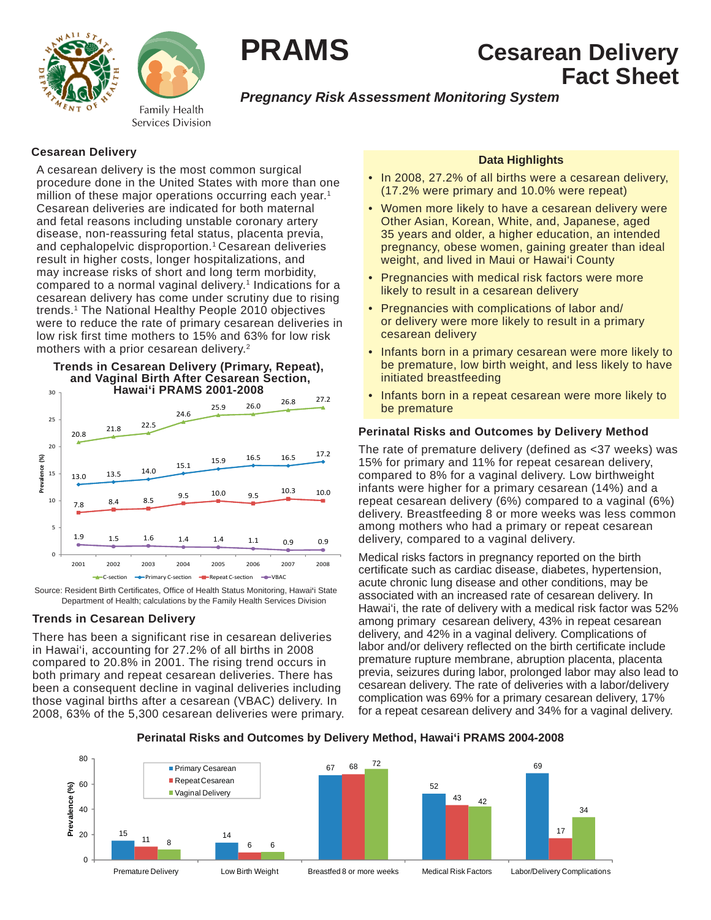# PRAMS

# Cesarean Delivery Fact Sheet

*Pregnancy Risk Assessment Monitoring System*

Family Health Services Division

## Cesarean Delivery

A cesarean delivery is the most common surgical procedure done in the United States with more than one million of these major operations occurring each year.[1] Cesarean deliveries are indicated for both maternal and fetal reasons including unstable coronary artery disease, non-reassuring fetal status, placenta previa, and cephalopelvic disproportion.[1] Cesarean deliveries result in higher costs, longer hospitalizations, and may increase risks of short and long term morbidity, compared to a normal vaginal delivery.[1] Indications for a cesarean delivery has come under scrutiny due to rising trends.[1] The National Healthy People 2010 objectives were to reduce the rate of primary cesarean deliveries in low risk first time mothers to 15% and 63% for low risk mothers with a prior cesarean delivery.[2]

**Trends in Cesarean Delivery (Primary, Repeat), and Vaginal Birth After Cesarean Section, Hawai'i PRAMS 2001-2008**

Prevalence (%)

| Year | C-section | Primary C-section | Repeat C-section | VBAC |
|---|---|---|---|---|
| 2001 | 20.8 | 13.0 | 7.8 | 1.9 |
| 2002 | 21.8 | 13.5 | 8.4 | 1.5 |
| 2003 | 22.5 | 14.0 | 8.5 | 1.6 |
| 2004 | 24.6 | 15.1 | 9.5 | 1.4 |
| 2005 | 25.9 | 15.9 | 10.0 | 1.4 |
| 2006 | 26.0 | 16.5 | 9.5 | 1.1 |
| 2007 | 26.8 | 16.5 | 10.3 | 0.9 |
| 2008 | 27.2 | 17.2 | 10.0 | 0.9 |

Source: Resident Birth Certificates, Office of Health Status Monitoring, Hawai'i State Department of Health; calculations by the Family Health Services Division

## Trends in Cesarean Delivery

There has been a significant rise in cesarean deliveries in Hawai'i, accounting for 27.2% of all births in 2008 compared to 20.8% in 2001. The rising trend occurs in both primary and repeat cesarean deliveries. There has been a consequent decline in vaginal deliveries including those vaginal births after a cesarean (VBAC) delivery. In 2008, 63% of the 5,300 cesarean deliveries were primary.

### Data Highlights

- In 2008, 27.2% of all births were a cesarean delivery, (17.2% were primary and 10.0% were repeat)
- Women more likely to have a cesarean delivery were Other Asian, Korean, White, and, Japanese, aged 35 years and older, a higher education, an intended pregnancy, obese women, gaining greater than ideal weight, and lived in Maui or Hawai'i County
- Pregnancies with medical risk factors were more likely to result in a cesarean delivery
- Pregnancies with complications of labor and/ or delivery were more likely to result in a primary cesarean delivery
- Infants born in a primary cesarean were more likely to be premature, low birth weight, and less likely to have initiated breastfeeding
- Infants born in a repeat cesarean were more likely to be premature

## Perinatal Risks and Outcomes by Delivery Method

The rate of premature delivery (defined as <37 weeks) was 15% for primary and 11% for repeat cesarean delivery, compared to 8% for a vaginal delivery. Low birthweight infants were higher for a primary cesarean (14%) and a repeat cesarean delivery (6%) compared to a vaginal (6%) delivery. Breastfeeding 8 or more weeks was less common among mothers who had a primary or repeat cesarean delivery, compared to a vaginal delivery.

Medical risks factors in pregnancy reported on the birth certificate such as cardiac disease, diabetes, hypertension, acute chronic lung disease and other conditions, may be associated with an increased rate of cesarean delivery. In Hawai'i, the rate of delivery with a medical risk factor was 52% among primary cesarean delivery, 43% in repeat cesarean delivery, and 42% in a vaginal delivery. Complications of labor and/or delivery reflected on the birth certificate include premature rupture membrane, abruption placenta, placenta previa, seizures during labor, prolonged labor may also lead to cesarean delivery. The rate of deliveries with a labor/delivery complication was 69% for a primary cesarean delivery, 17% for a repeat cesarean delivery and 34% for a vaginal delivery.

**Perinatal Risks and Outcomes by Delivery Method, Hawai'i PRAMS 2004-2008**

Prevalence (%)

| | Primary Cesarean | Repeat Cesarean | Vaginal Delivery |
|---|---|---|---|
| Premature Delivery | 15 | 11 | 8 |
| Low Birth Weight | 14 | 6 | 6 |
| Breastfed 8 or more weeks | 67 | 68 | 72 |
| Medical Risk Factors | 52 | 43 | 42 |
| Labor/Delivery Complications | 69 | 17 | 34 |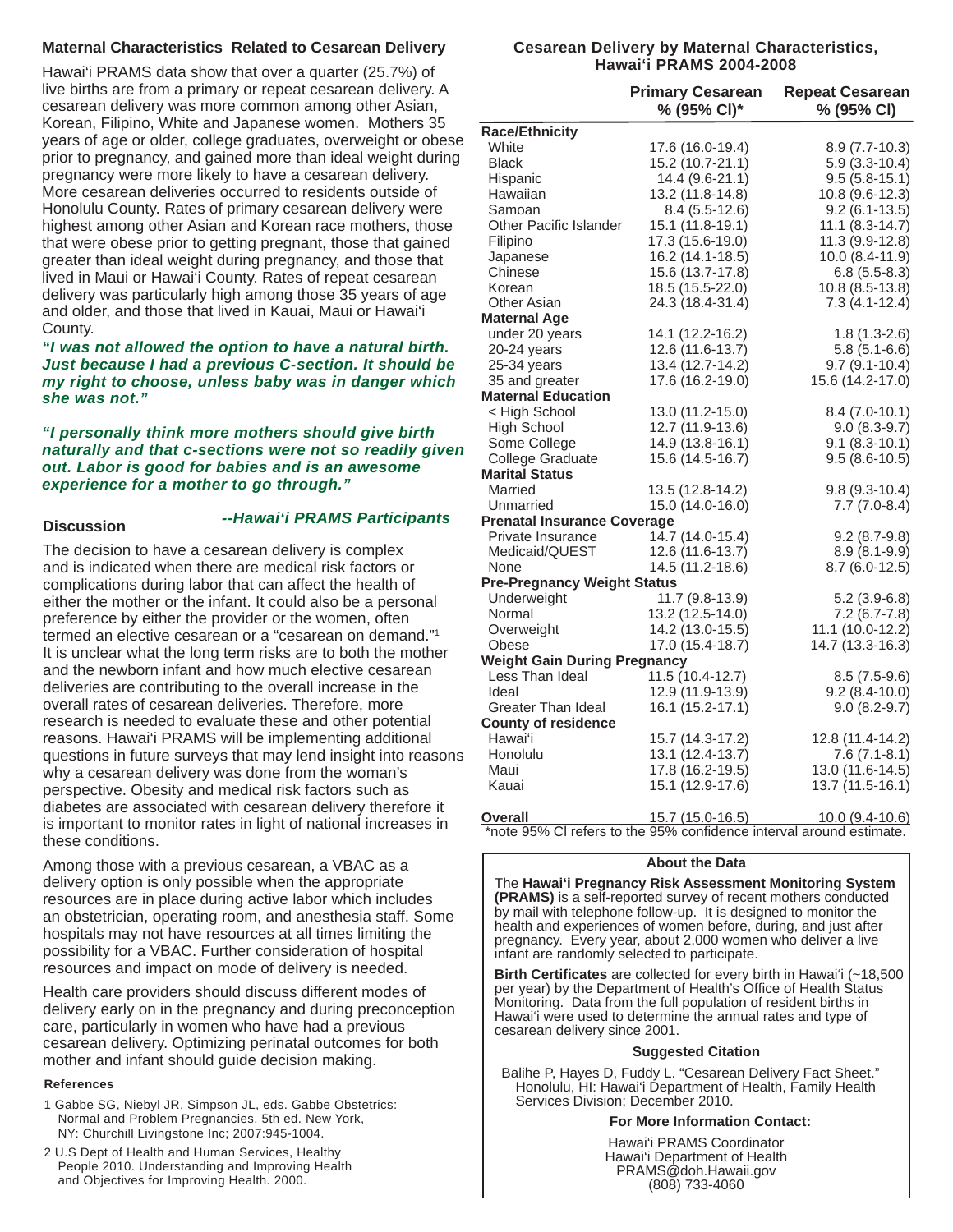## Maternal Characteristics Related to Cesarean Delivery

Hawai'i PRAMS data show that over a quarter (25.7%) of live births are from a primary or repeat cesarean delivery. A cesarean delivery was more common among other Asian, Korean, Filipino, White and Japanese women. Mothers 35 years of age or older, college graduates, overweight or obese prior to pregnancy, and gained more than ideal weight during pregnancy were more likely to have a cesarean delivery. More cesarean deliveries occurred to residents outside of Honolulu County. Rates of primary cesarean delivery were highest among other Asian and Korean race mothers, those that were obese prior to getting pregnant, those that gained greater than ideal weight during pregnancy, and those that lived in Maui or Hawai'i County. Rates of repeat cesarean delivery was particularly high among those 35 years of age and older, and those that lived in Kauai, Maui or Hawai'i County.

***"I was not allowed the option to have a natural birth. Just because I had a previous C-section. It should be my right to choose, unless baby was in danger which she was not."***

***"I personally think more mothers should give birth naturally and that c-sections were not so readily given out. Labor is good for babies and is an awesome experience for a mother to go through."***

***--Hawai'i PRAMS Participants***

### Discussion

The decision to have a cesarean delivery is complex and is indicated when there are medical risk factors or complications during labor that can affect the health of either the mother or the infant. It could also be a personal preference by either the provider or the women, often termed an elective cesarean or a "cesarean on demand."[1] It is unclear what the long term risks are to both the mother and the newborn infant and how much elective cesarean deliveries are contributing to the overall increase in the overall rates of cesarean deliveries. Therefore, more research is needed to evaluate these and other potential reasons. Hawai'i PRAMS will be implementing additional questions in future surveys that may lend insight into reasons why a cesarean delivery was done from the woman's perspective. Obesity and medical risk factors such as diabetes are associated with cesarean delivery therefore it is important to monitor rates in light of national increases in these conditions.

Among those with a previous cesarean, a VBAC as a delivery option is only possible when the appropriate resources are in place during active labor which includes an obstetrician, operating room, and anesthesia staff. Some hospitals may not have resources at all times limiting the possibility for a VBAC. Further consideration of hospital resources and impact on mode of delivery is needed.

Health care providers should discuss different modes of delivery early on in the pregnancy and during preconception care, particularly in women who have had a previous cesarean delivery. Optimizing perinatal outcomes for both mother and infant should guide decision making.

#### References

1 Gabbe SG, Niebyl JR, Simpson JL, eds. Gabbe Obstetrics: Normal and Problem Pregnancies. 5th ed. New York, NY: Churchill Livingstone Inc; 2007:945-1004.

2 U.S Dept of Health and Human Services, Healthy People 2010. Understanding and Improving Health and Objectives for Improving Health. 2000.

### Cesarean Delivery by Maternal Characteristics, Hawai'i PRAMS 2004-2008

| | Primary Cesarean % (95% CI)* | Repeat Cesarean % (95% CI) |
|---|---|---|
| **Race/Ethnicity** | | |
| White | 17.6 (16.0-19.4) | 8.9 (7.7-10.3) |
| Black | 15.2 (10.7-21.1) | 5.9 (3.3-10.4) |
| Hispanic | 14.4 (9.6-21.1) | 9.5 (5.8-15.1) |
| Hawaiian | 13.2 (11.8-14.8) | 10.8 (9.6-12.3) |
| Samoan | 8.4 (5.5-12.6) | 9.2 (6.1-13.5) |
| Other Pacific Islander | 15.1 (11.8-19.1) | 11.1 (8.3-14.7) |
| Filipino | 17.3 (15.6-19.0) | 11.3 (9.9-12.8) |
| Japanese | 16.2 (14.1-18.5) | 10.0 (8.4-11.9) |
| Chinese | 15.6 (13.7-17.8) | 6.8 (5.5-8.3) |
| Korean | 18.5 (15.5-22.0) | 10.8 (8.5-13.8) |
| Other Asian | 24.3 (18.4-31.4) | 7.3 (4.1-12.4) |
| **Maternal Age** | | |
| under 20 years | 14.1 (12.2-16.2) | 1.8 (1.3-2.6) |
| 20-24 years | 12.6 (11.6-13.7) | 5.8 (5.1-6.6) |
| 25-34 years | 13.4 (12.7-14.2) | 9.7 (9.1-10.4) |
| 35 and greater | 17.6 (16.2-19.0) | 15.6 (14.2-17.0) |
| **Maternal Education** | | |
| < High School | 13.0 (11.2-15.0) | 8.4 (7.0-10.1) |
| High School | 12.7 (11.9-13.6) | 9.0 (8.3-9.7) |
| Some College | 14.9 (13.8-16.1) | 9.1 (8.3-10.1) |
| College Graduate | 15.6 (14.5-16.7) | 9.5 (8.6-10.5) |
| **Marital Status** | | |
| Married | 13.5 (12.8-14.2) | 9.8 (9.3-10.4) |
| Unmarried | 15.0 (14.0-16.0) | 7.7 (7.0-8.4) |
| **Prenatal Insurance Coverage** | | |
| Private Insurance | 14.7 (14.0-15.4) | 9.2 (8.7-9.8) |
| Medicaid/QUEST | 12.6 (11.6-13.7) | 8.9 (8.1-9.9) |
| None | 14.5 (11.2-18.6) | 8.7 (6.0-12.5) |
| **Pre-Pregnancy Weight Status** | | |
| Underweight | 11.7 (9.8-13.9) | 5.2 (3.9-6.8) |
| Normal | 13.2 (12.5-14.0) | 7.2 (6.7-7.8) |
| Overweight | 14.2 (13.0-15.5) | 11.1 (10.0-12.2) |
| Obese | 17.0 (15.4-18.7) | 14.7 (13.3-16.3) |
| **Weight Gain During Pregnancy** | | |
| Less Than Ideal | 11.5 (10.4-12.7) | 8.5 (7.5-9.6) |
| Ideal | 12.9 (11.9-13.9) | 9.2 (8.4-10.0) |
| Greater Than Ideal | 16.1 (15.2-17.1) | 9.0 (8.2-9.7) |
| **County of residence** | | |
| Hawai'i | 15.7 (14.3-17.2) | 12.8 (11.4-14.2) |
| Honolulu | 13.1 (12.4-13.7) | 7.6 (7.1-8.1) |
| Maui | 17.8 (16.2-19.5) | 13.0 (11.6-14.5) |
| Kauai | 15.1 (12.9-17.6) | 13.7 (11.5-16.1) |
| **Overall** | 15.7 (15.0-16.5) | 10.0 (9.4-10.6) |

*note 95% CI refers to the 95% confidence interval around estimate.

#### About the Data

The **Hawai'i Pregnancy Risk Assessment Monitoring System (PRAMS)** is a self-reported survey of recent mothers conducted by mail with telephone follow-up. It is designed to monitor the health and experiences of women before, during, and just after pregnancy. Every year, about 2,000 women who deliver a live infant are randomly selected to participate.

**Birth Certificates** are collected for every birth in Hawai'i (~18,500 per year) by the Department of Health's Office of Health Status Monitoring. Data from the full population of resident births in Hawai'i were used to determine the annual rates and type of cesarean delivery since 2001.

#### Suggested Citation

Balihe P, Hayes D, Fuddy L. "Cesarean Delivery Fact Sheet." Honolulu, HI: Hawai'i Department of Health, Family Health Services Division; December 2010.

#### For More Information Contact:

Hawai'i PRAMS Coordinator
Hawai'i Department of Health
PRAMS@doh.Hawaii.gov
(808) 733-4060